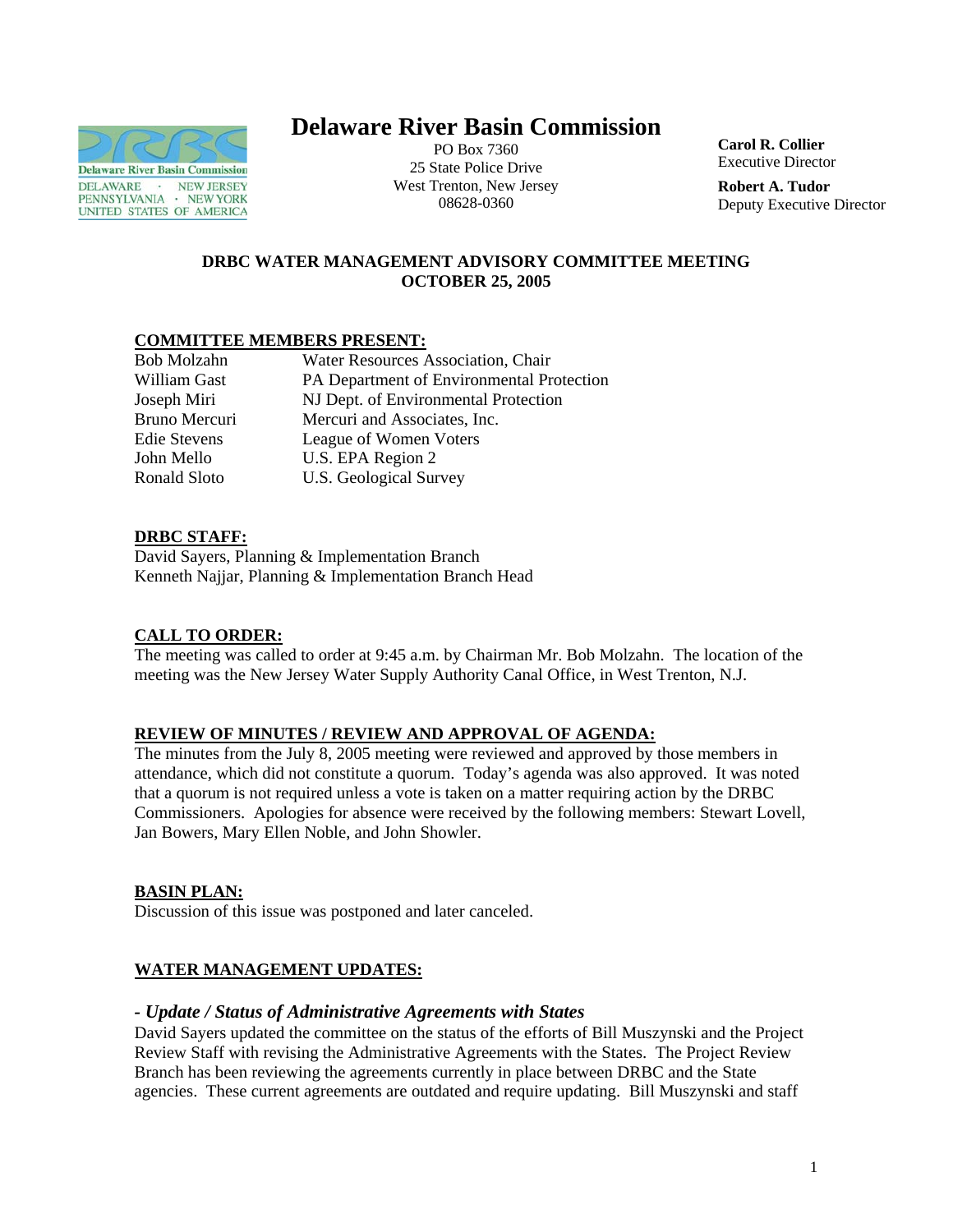# Delaware River Basin Commission

PO Box 7360
25 State Police Drive
West Trenton, New Jersey
08628-0360

**Carol R. Collier**
Executive Director

**Robert A. Tudor**
Deputy Executive Director

## DRBC WATER MANAGEMENT ADVISORY COMMITTEE MEETING
## OCTOBER 25, 2005

### COMMITTEE MEMBERS PRESENT:

| | |
|---|---|
| Bob Molzahn | Water Resources Association, Chair |
| William Gast | PA Department of Environmental Protection |
| Joseph Miri | NJ Dept. of Environmental Protection |
| Bruno Mercuri | Mercuri and Associates, Inc. |
| Edie Stevens | League of Women Voters |
| John Mello | U.S. EPA Region 2 |
| Ronald Sloto | U.S. Geological Survey |

### DRBC STAFF:

David Sayers, Planning & Implementation Branch
Kenneth Najjar, Planning & Implementation Branch Head

### CALL TO ORDER:

The meeting was called to order at 9:45 a.m. by Chairman Mr. Bob Molzahn. The location of the meeting was the New Jersey Water Supply Authority Canal Office, in West Trenton, N.J.

### REVIEW OF MINUTES / REVIEW AND APPROVAL OF AGENDA:

The minutes from the July 8, 2005 meeting were reviewed and approved by those members in attendance, which did not constitute a quorum. Today's agenda was also approved. It was noted that a quorum is not required unless a vote is taken on a matter requiring action by the DRBC Commissioners. Apologies for absence were received by the following members: Stewart Lovell, Jan Bowers, Mary Ellen Noble, and John Showler.

### BASIN PLAN:

Discussion of this issue was postponed and later canceled.

### WATER MANAGEMENT UPDATES:

#### *- Update / Status of Administrative Agreements with States*

David Sayers updated the committee on the status of the efforts of Bill Muszynski and the Project Review Staff with revising the Administrative Agreements with the States. The Project Review Branch has been reviewing the agreements currently in place between DRBC and the State agencies. These current agreements are outdated and require updating. Bill Muszynski and staff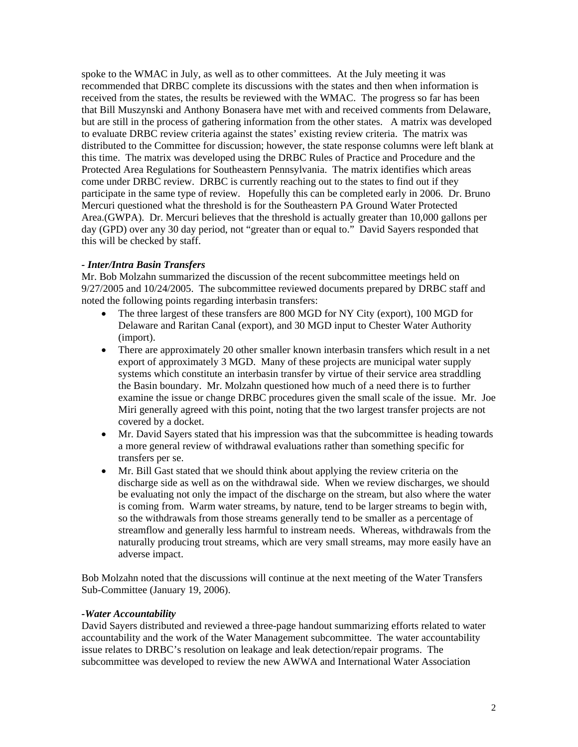spoke to the WMAC in July, as well as to other committees. At the July meeting it was recommended that DRBC complete its discussions with the states and then when information is received from the states, the results be reviewed with the WMAC. The progress so far has been that Bill Muszynski and Anthony Bonasera have met with and received comments from Delaware, but are still in the process of gathering information from the other states. A matrix was developed to evaluate DRBC review criteria against the states' existing review criteria. The matrix was distributed to the Committee for discussion; however, the state response columns were left blank at this time. The matrix was developed using the DRBC Rules of Practice and Procedure and the Protected Area Regulations for Southeastern Pennsylvania. The matrix identifies which areas come under DRBC review. DRBC is currently reaching out to the states to find out if they participate in the same type of review. Hopefully this can be completed early in 2006. Dr. Bruno Mercuri questioned what the threshold is for the Southeastern PA Ground Water Protected Area.(GWPA). Dr. Mercuri believes that the threshold is actually greater than 10,000 gallons per day (GPD) over any 30 day period, not "greater than or equal to." David Sayers responded that this will be checked by staff.

***- Inter/Intra Basin Transfers***

Mr. Bob Molzahn summarized the discussion of the recent subcommittee meetings held on 9/27/2005 and 10/24/2005. The subcommittee reviewed documents prepared by DRBC staff and noted the following points regarding interbasin transfers:

- The three largest of these transfers are 800 MGD for NY City (export), 100 MGD for Delaware and Raritan Canal (export), and 30 MGD input to Chester Water Authority (import).
- There are approximately 20 other smaller known interbasin transfers which result in a net export of approximately 3 MGD. Many of these projects are municipal water supply systems which constitute an interbasin transfer by virtue of their service area straddling the Basin boundary. Mr. Molzahn questioned how much of a need there is to further examine the issue or change DRBC procedures given the small scale of the issue. Mr. Joe Miri generally agreed with this point, noting that the two largest transfer projects are not covered by a docket.
- Mr. David Sayers stated that his impression was that the subcommittee is heading towards a more general review of withdrawal evaluations rather than something specific for transfers per se.
- Mr. Bill Gast stated that we should think about applying the review criteria on the discharge side as well as on the withdrawal side. When we review discharges, we should be evaluating not only the impact of the discharge on the stream, but also where the water is coming from. Warm water streams, by nature, tend to be larger streams to begin with, so the withdrawals from those streams generally tend to be smaller as a percentage of streamflow and generally less harmful to instream needs. Whereas, withdrawals from the naturally producing trout streams, which are very small streams, may more easily have an adverse impact.

Bob Molzahn noted that the discussions will continue at the next meeting of the Water Transfers Sub-Committee (January 19, 2006).

***-Water Accountability***

David Sayers distributed and reviewed a three-page handout summarizing efforts related to water accountability and the work of the Water Management subcommittee. The water accountability issue relates to DRBC's resolution on leakage and leak detection/repair programs. The subcommittee was developed to review the new AWWA and International Water Association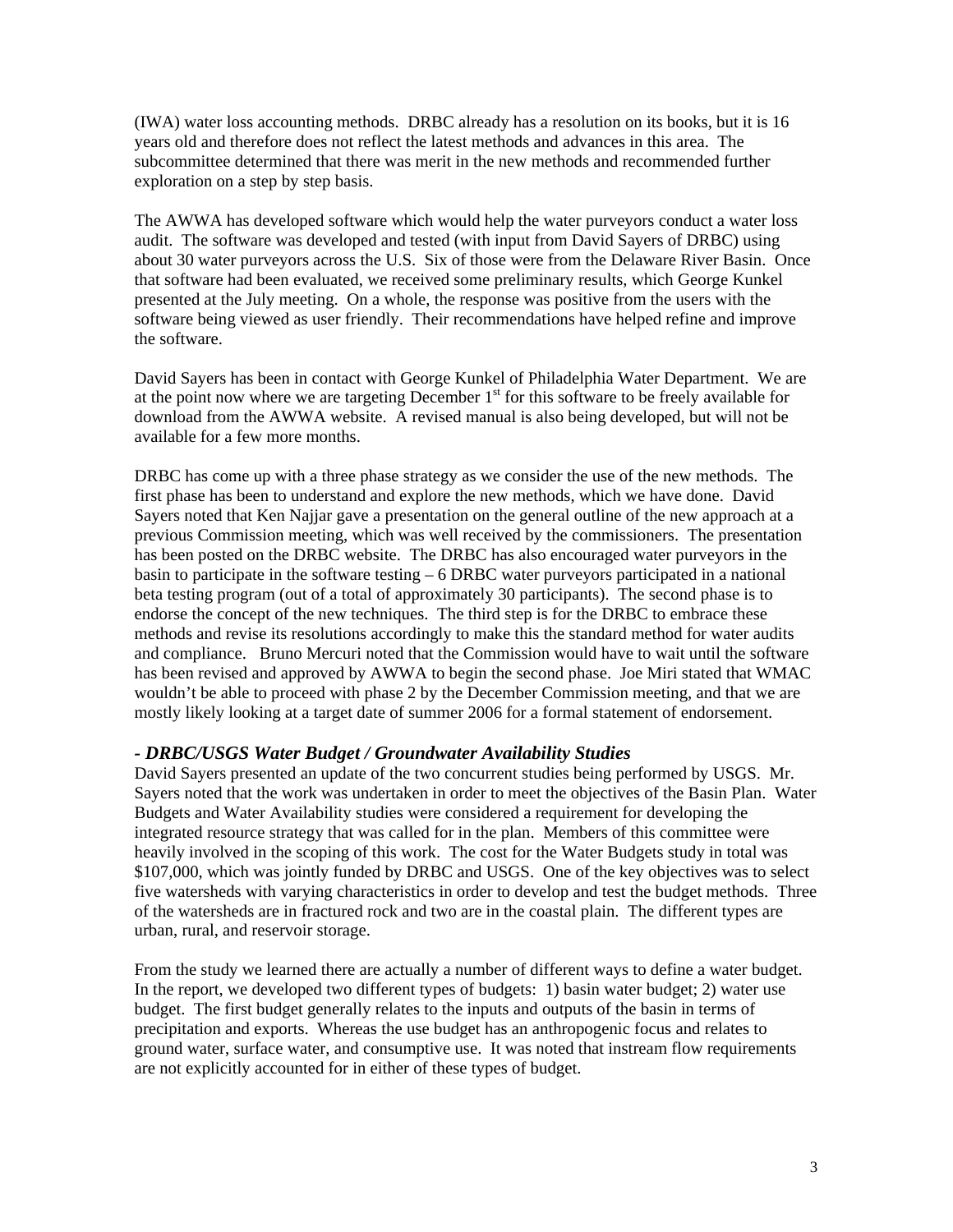(IWA) water loss accounting methods. DRBC already has a resolution on its books, but it is 16 years old and therefore does not reflect the latest methods and advances in this area. The subcommittee determined that there was merit in the new methods and recommended further exploration on a step by step basis.

The AWWA has developed software which would help the water purveyors conduct a water loss audit. The software was developed and tested (with input from David Sayers of DRBC) using about 30 water purveyors across the U.S. Six of those were from the Delaware River Basin. Once that software had been evaluated, we received some preliminary results, which George Kunkel presented at the July meeting. On a whole, the response was positive from the users with the software being viewed as user friendly. Their recommendations have helped refine and improve the software.

David Sayers has been in contact with George Kunkel of Philadelphia Water Department. We are at the point now where we are targeting December 1st for this software to be freely available for download from the AWWA website. A revised manual is also being developed, but will not be available for a few more months.

DRBC has come up with a three phase strategy as we consider the use of the new methods. The first phase has been to understand and explore the new methods, which we have done. David Sayers noted that Ken Najjar gave a presentation on the general outline of the new approach at a previous Commission meeting, which was well received by the commissioners. The presentation has been posted on the DRBC website. The DRBC has also encouraged water purveyors in the basin to participate in the software testing – 6 DRBC water purveyors participated in a national beta testing program (out of a total of approximately 30 participants). The second phase is to endorse the concept of the new techniques. The third step is for the DRBC to embrace these methods and revise its resolutions accordingly to make this the standard method for water audits and compliance. Bruno Mercuri noted that the Commission would have to wait until the software has been revised and approved by AWWA to begin the second phase. Joe Miri stated that WMAC wouldn't be able to proceed with phase 2 by the December Commission meeting, and that we are mostly likely looking at a target date of summer 2006 for a formal statement of endorsement.

### *- DRBC/USGS Water Budget / Groundwater Availability Studies*

David Sayers presented an update of the two concurrent studies being performed by USGS. Mr. Sayers noted that the work was undertaken in order to meet the objectives of the Basin Plan. Water Budgets and Water Availability studies were considered a requirement for developing the integrated resource strategy that was called for in the plan. Members of this committee were heavily involved in the scoping of this work. The cost for the Water Budgets study in total was $107,000, which was jointly funded by DRBC and USGS. One of the key objectives was to select five watersheds with varying characteristics in order to develop and test the budget methods. Three of the watersheds are in fractured rock and two are in the coastal plain. The different types are urban, rural, and reservoir storage.

From the study we learned there are actually a number of different ways to define a water budget. In the report, we developed two different types of budgets: 1) basin water budget; 2) water use budget. The first budget generally relates to the inputs and outputs of the basin in terms of precipitation and exports. Whereas the use budget has an anthropogenic focus and relates to ground water, surface water, and consumptive use. It was noted that instream flow requirements are not explicitly accounted for in either of these types of budget.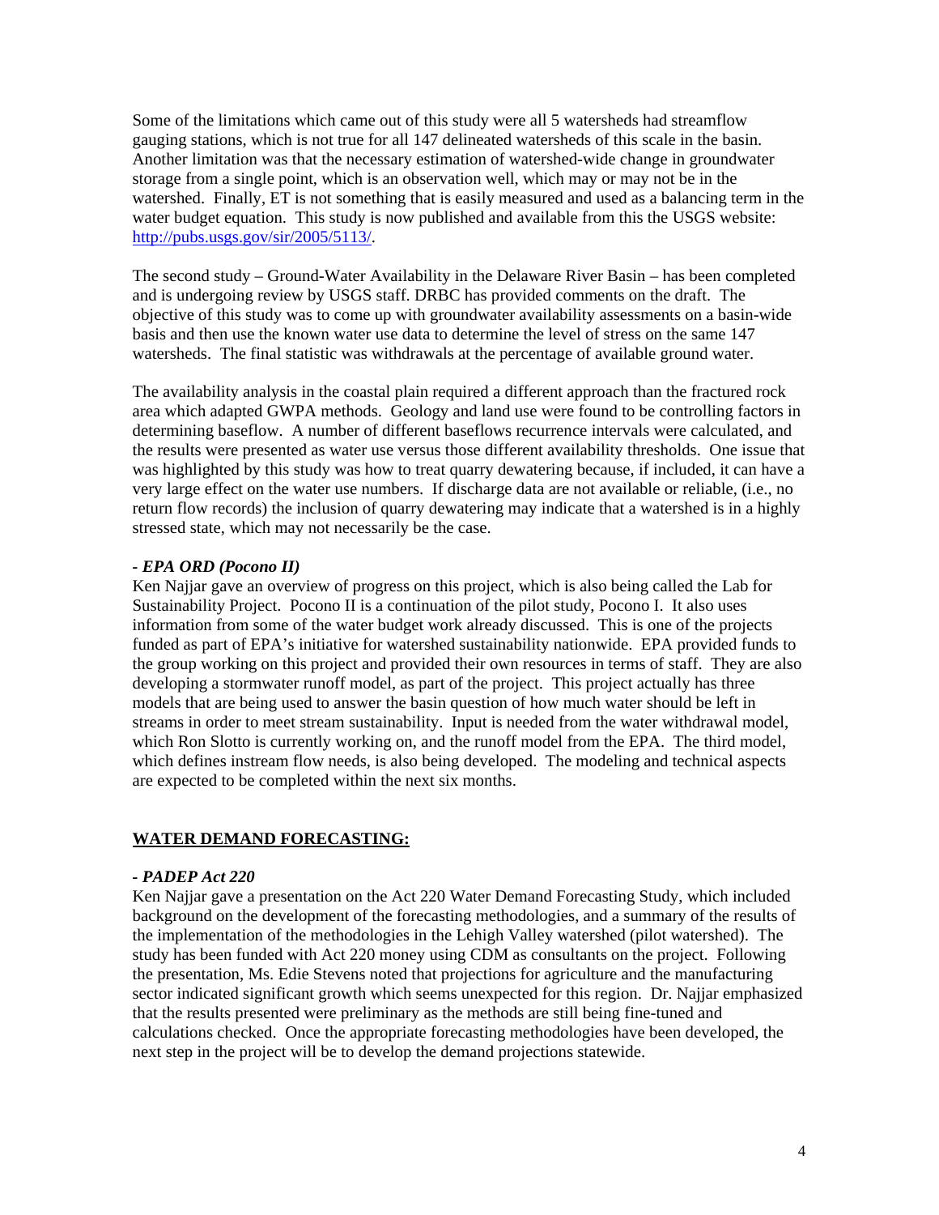Some of the limitations which came out of this study were all 5 watersheds had streamflow gauging stations, which is not true for all 147 delineated watersheds of this scale in the basin. Another limitation was that the necessary estimation of watershed-wide change in groundwater storage from a single point, which is an observation well, which may or may not be in the watershed. Finally, ET is not something that is easily measured and used as a balancing term in the water budget equation. This study is now published and available from this the USGS website: http://pubs.usgs.gov/sir/2005/5113/.

The second study – Ground-Water Availability in the Delaware River Basin – has been completed and is undergoing review by USGS staff. DRBC has provided comments on the draft. The objective of this study was to come up with groundwater availability assessments on a basin-wide basis and then use the known water use data to determine the level of stress on the same 147 watersheds. The final statistic was withdrawals at the percentage of available ground water.

The availability analysis in the coastal plain required a different approach than the fractured rock area which adapted GWPA methods. Geology and land use were found to be controlling factors in determining baseflow. A number of different baseflows recurrence intervals were calculated, and the results were presented as water use versus those different availability thresholds. One issue that was highlighted by this study was how to treat quarry dewatering because, if included, it can have a very large effect on the water use numbers. If discharge data are not available or reliable, (i.e., no return flow records) the inclusion of quarry dewatering may indicate that a watershed is in a highly stressed state, which may not necessarily be the case.

**- *EPA ORD (Pocono II)***

Ken Najjar gave an overview of progress on this project, which is also being called the Lab for Sustainability Project. Pocono II is a continuation of the pilot study, Pocono I. It also uses information from some of the water budget work already discussed. This is one of the projects funded as part of EPA's initiative for watershed sustainability nationwide. EPA provided funds to the group working on this project and provided their own resources in terms of staff. They are also developing a stormwater runoff model, as part of the project. This project actually has three models that are being used to answer the basin question of how much water should be left in streams in order to meet stream sustainability. Input is needed from the water withdrawal model, which Ron Slotto is currently working on, and the runoff model from the EPA. The third model, which defines instream flow needs, is also being developed. The modeling and technical aspects are expected to be completed within the next six months.

## WATER DEMAND FORECASTING:

**- *PADEP Act 220***

Ken Najjar gave a presentation on the Act 220 Water Demand Forecasting Study, which included background on the development of the forecasting methodologies, and a summary of the results of the implementation of the methodologies in the Lehigh Valley watershed (pilot watershed). The study has been funded with Act 220 money using CDM as consultants on the project. Following the presentation, Ms. Edie Stevens noted that projections for agriculture and the manufacturing sector indicated significant growth which seems unexpected for this region. Dr. Najjar emphasized that the results presented were preliminary as the methods are still being fine-tuned and calculations checked. Once the appropriate forecasting methodologies have been developed, the next step in the project will be to develop the demand projections statewide.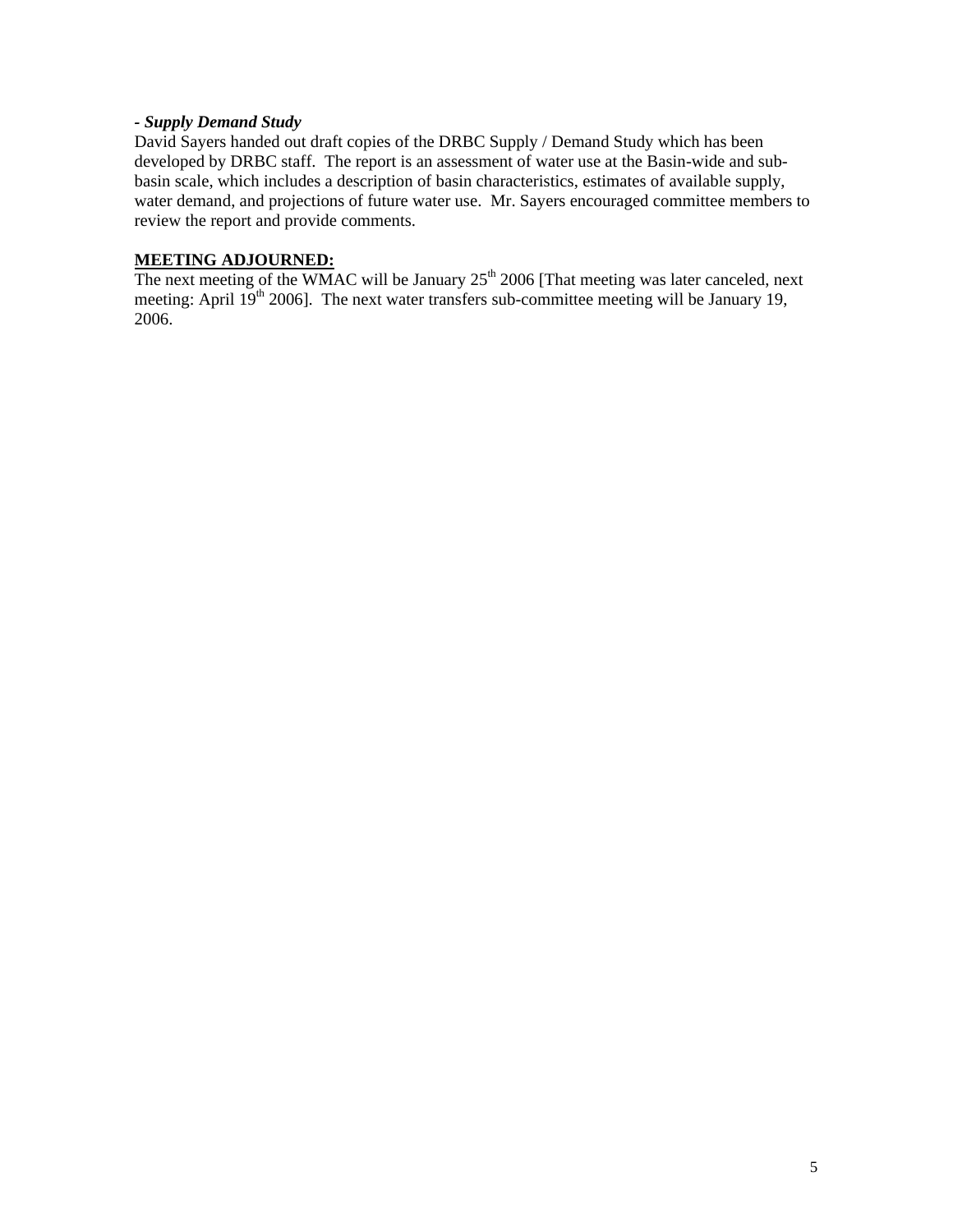- ***Supply Demand Study***

David Sayers handed out draft copies of the DRBC Supply / Demand Study which has been developed by DRBC staff. The report is an assessment of water use at the Basin-wide and sub-basin scale, which includes a description of basin characteristics, estimates of available supply, water demand, and projections of future water use. Mr. Sayers encouraged committee members to review the report and provide comments.

**MEETING ADJOURNED:**

The next meeting of the WMAC will be January 25th 2006 [That meeting was later canceled, next meeting: April 19th 2006]. The next water transfers sub-committee meeting will be January 19, 2006.